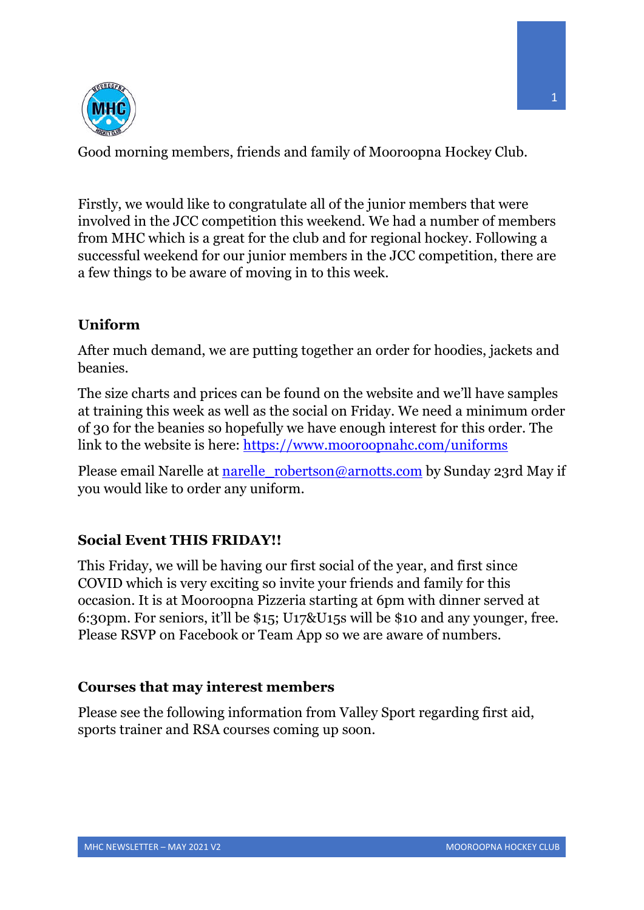Good morning members, friends and family of Mooroopna Hockey Club.

Firstly, we would like to congratulate all of the junior members that were involved in the JCC competition this weekend. We had a number of members from MHC which is a great for the club and for regional hockey. Following a successful weekend for our junior members in the JCC competition, there are a few things to be aware of moving in to this week.

## Uniform

After much demand, we are putting together an order for hoodies, jackets and beanies.

The size charts and prices can be found on the website and we'll have samples at training this week as well as the social on Friday. We need a minimum order of 30 for the beanies so hopefully we have enough interest for this order. The link to the website is here: https://www.mooroopnahc.com/uniforms

Please email Narelle at narelle_robertson@arnotts.com by Sunday 23rd May if you would like to order any uniform.

## Social Event THIS FRIDAY!!

This Friday, we will be having our first social of the year, and first since COVID which is very exciting so invite your friends and family for this occasion. It is at Mooroopna Pizzeria starting at 6pm with dinner served at 6:30pm. For seniors, it'll be $15; U17&U15s will be $10 and any younger, free. Please RSVP on Facebook or Team App so we are aware of numbers.

## Courses that may interest members

Please see the following information from Valley Sport regarding first aid, sports trainer and RSA courses coming up soon.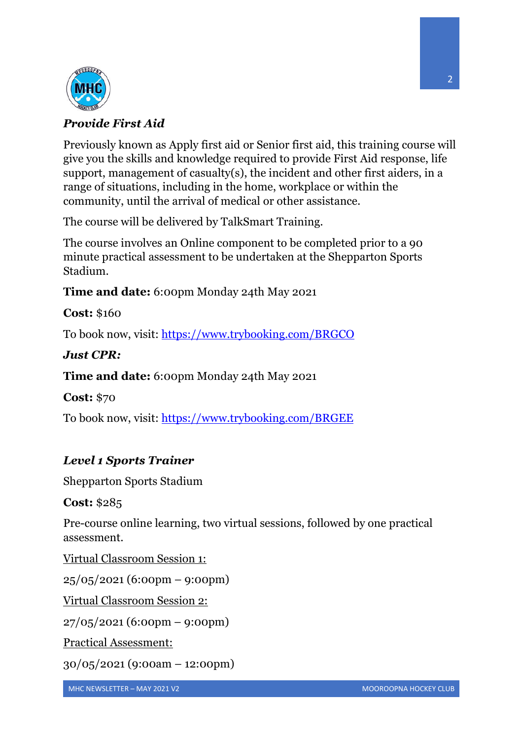### *Provide First Aid*

Previously known as Apply first aid or Senior first aid, this training course will give you the skills and knowledge required to provide First Aid response, life support, management of casualty(s), the incident and other first aiders, in a range of situations, including in the home, workplace or within the community, until the arrival of medical or other assistance.

The course will be delivered by TalkSmart Training.

The course involves an Online component to be completed prior to a 90 minute practical assessment to be undertaken at the Shepparton Sports Stadium.

**Time and date:** 6:00pm Monday 24th May 2021

**Cost:** $160

To book now, visit: https://www.trybooking.com/BRGCO

### *Just CPR:*

**Time and date:** 6:00pm Monday 24th May 2021

**Cost:** $70

To book now, visit: https://www.trybooking.com/BRGEE

### *Level 1 Sports Trainer*

Shepparton Sports Stadium

**Cost:** $285

Pre-course online learning, two virtual sessions, followed by one practical assessment.

Virtual Classroom Session 1:

25/05/2021 (6:00pm – 9:00pm)

Virtual Classroom Session 2:

27/05/2021 (6:00pm – 9:00pm)

Practical Assessment:

30/05/2021 (9:00am – 12:00pm)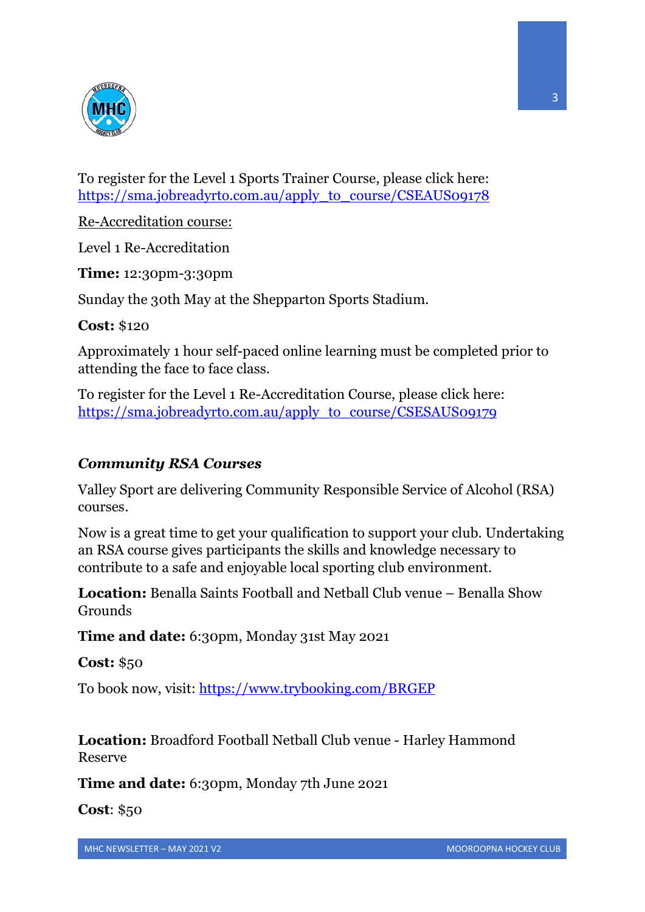To register for the Level 1 Sports Trainer Course, please click here: https://sma.jobreadyrto.com.au/apply_to_course/CSEAUS09178

Re-Accreditation course:

Level 1 Re-Accreditation

**Time:** 12:30pm-3:30pm

Sunday the 30th May at the Shepparton Sports Stadium.

**Cost:** $120

Approximately 1 hour self-paced online learning must be completed prior to attending the face to face class.

To register for the Level 1 Re-Accreditation Course, please click here: https://sma.jobreadyrto.com.au/apply_to_course/CSESAUS09179

### *Community RSA Courses*

Valley Sport are delivering Community Responsible Service of Alcohol (RSA) courses.

Now is a great time to get your qualification to support your club. Undertaking an RSA course gives participants the skills and knowledge necessary to contribute to a safe and enjoyable local sporting club environment.

**Location:** Benalla Saints Football and Netball Club venue – Benalla Show Grounds

**Time and date:** 6:30pm, Monday 31st May 2021

**Cost:** $50

To book now, visit: https://www.trybooking.com/BRGEP

**Location:** Broadford Football Netball Club venue - Harley Hammond Reserve

**Time and date:** 6:30pm, Monday 7th June 2021

**Cost**: $50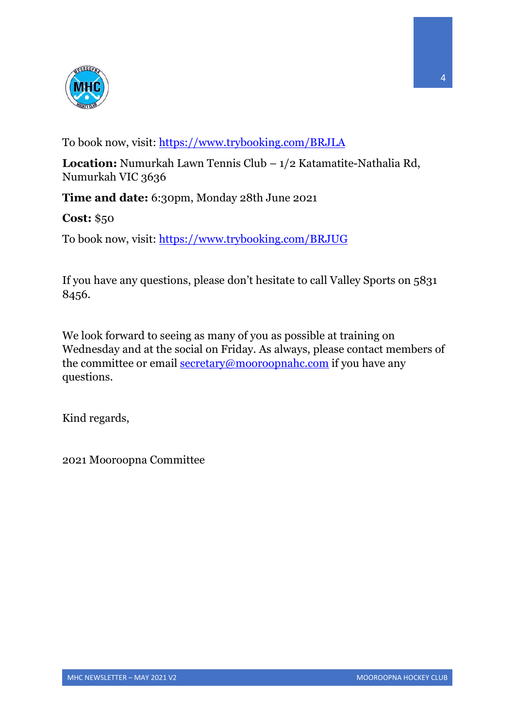To book now, visit: https://www.trybooking.com/BRJLA

**Location:** Numurkah Lawn Tennis Club – 1/2 Katamatite-Nathalia Rd, Numurkah VIC 3636

**Time and date:** 6:30pm, Monday 28th June 2021

**Cost:** $50

To book now, visit: https://www.trybooking.com/BRJUG

If you have any questions, please don't hesitate to call Valley Sports on 5831 8456.

We look forward to seeing as many of you as possible at training on Wednesday and at the social on Friday. As always, please contact members of the committee or email secretary@mooroopnahc.com if you have any questions.

Kind regards,

2021 Mooroopna Committee